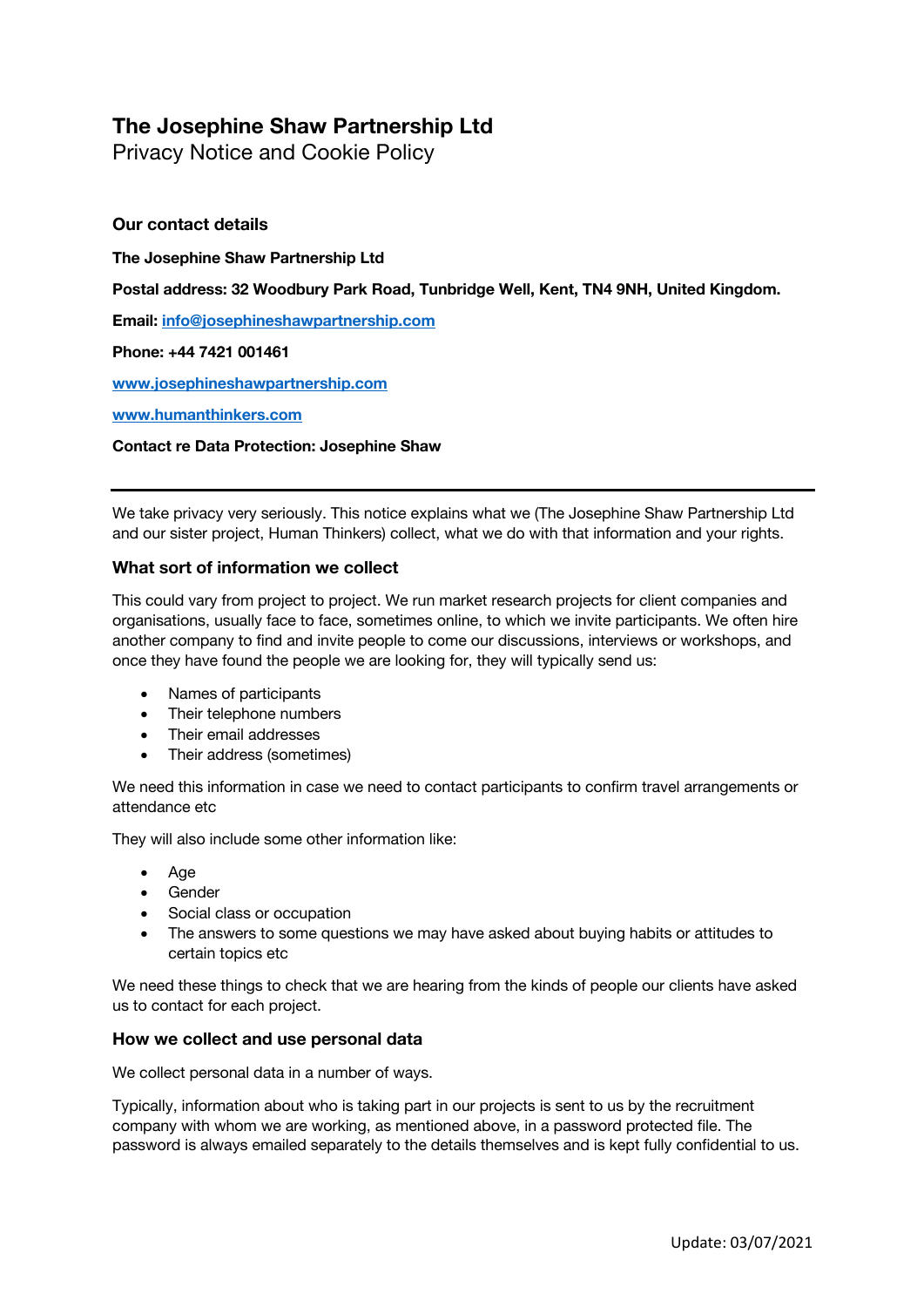# The Josephine Shaw Partnership Ltd

Privacy Notice and Cookie Policy

### Our contact details

**The Josephine Shaw Partnership Ltd**

**Postal address: 32 Woodbury Park Road, Tunbridge Well, Kent, TN4 9NH, United Kingdom.**

**Email: info@josephineshawpartnership.com**

**Phone: +44 7421 001461**

**www.josephineshawpartnership.com**

**www.humanthinkers.com**

**Contact re Data Protection: Josephine Shaw**

---

We take privacy very seriously. This notice explains what we (The Josephine Shaw Partnership Ltd and our sister project, Human Thinkers) collect, what we do with that information and your rights.

### What sort of information we collect

This could vary from project to project. We run market research projects for client companies and organisations, usually face to face, sometimes online, to which we invite participants. We often hire another company to find and invite people to come our discussions, interviews or workshops, and once they have found the people we are looking for, they will typically send us:

- Names of participants
- Their telephone numbers
- Their email addresses
- Their address (sometimes)

We need this information in case we need to contact participants to confirm travel arrangements or attendance etc

They will also include some other information like:

- Age
- Gender
- Social class or occupation
- The answers to some questions we may have asked about buying habits or attitudes to certain topics etc

We need these things to check that we are hearing from the kinds of people our clients have asked us to contact for each project.

### How we collect and use personal data

We collect personal data in a number of ways.

Typically, information about who is taking part in our projects is sent to us by the recruitment company with whom we are working, as mentioned above, in a password protected file. The password is always emailed separately to the details themselves and is kept fully confidential to us.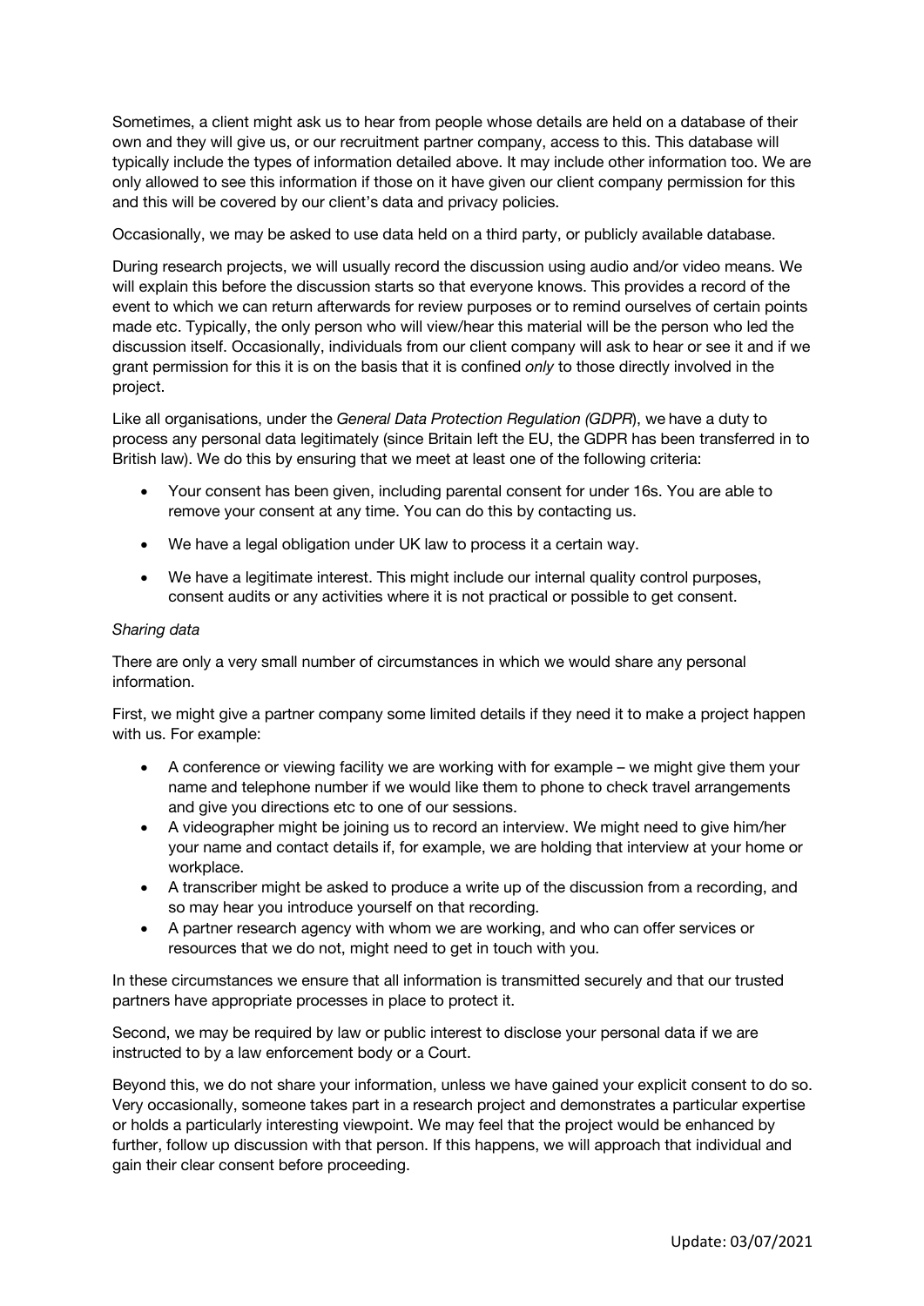Sometimes, a client might ask us to hear from people whose details are held on a database of their own and they will give us, or our recruitment partner company, access to this. This database will typically include the types of information detailed above. It may include other information too. We are only allowed to see this information if those on it have given our client company permission for this and this will be covered by our client's data and privacy policies.

Occasionally, we may be asked to use data held on a third party, or publicly available database.

During research projects, we will usually record the discussion using audio and/or video means. We will explain this before the discussion starts so that everyone knows. This provides a record of the event to which we can return afterwards for review purposes or to remind ourselves of certain points made etc. Typically, the only person who will view/hear this material will be the person who led the discussion itself. Occasionally, individuals from our client company will ask to hear or see it and if we grant permission for this it is on the basis that it is confined *only* to those directly involved in the project.

Like all organisations, under the *General Data Protection Regulation (GDPR*), we have a duty to process any personal data legitimately (since Britain left the EU, the GDPR has been transferred in to British law). We do this by ensuring that we meet at least one of the following criteria:

- Your consent has been given, including parental consent for under 16s. You are able to remove your consent at any time. You can do this by contacting us.
- We have a legal obligation under UK law to process it a certain way.
- We have a legitimate interest. This might include our internal quality control purposes, consent audits or any activities where it is not practical or possible to get consent.

*Sharing data*

There are only a very small number of circumstances in which we would share any personal information.

First, we might give a partner company some limited details if they need it to make a project happen with us. For example:

- A conference or viewing facility we are working with for example – we might give them your name and telephone number if we would like them to phone to check travel arrangements and give you directions etc to one of our sessions.
- A videographer might be joining us to record an interview. We might need to give him/her your name and contact details if, for example, we are holding that interview at your home or workplace.
- A transcriber might be asked to produce a write up of the discussion from a recording, and so may hear you introduce yourself on that recording.
- A partner research agency with whom we are working, and who can offer services or resources that we do not, might need to get in touch with you.

In these circumstances we ensure that all information is transmitted securely and that our trusted partners have appropriate processes in place to protect it.

Second, we may be required by law or public interest to disclose your personal data if we are instructed to by a law enforcement body or a Court.

Beyond this, we do not share your information, unless we have gained your explicit consent to do so. Very occasionally, someone takes part in a research project and demonstrates a particular expertise or holds a particularly interesting viewpoint. We may feel that the project would be enhanced by further, follow up discussion with that person. If this happens, we will approach that individual and gain their clear consent before proceeding.

Update: 03/07/2021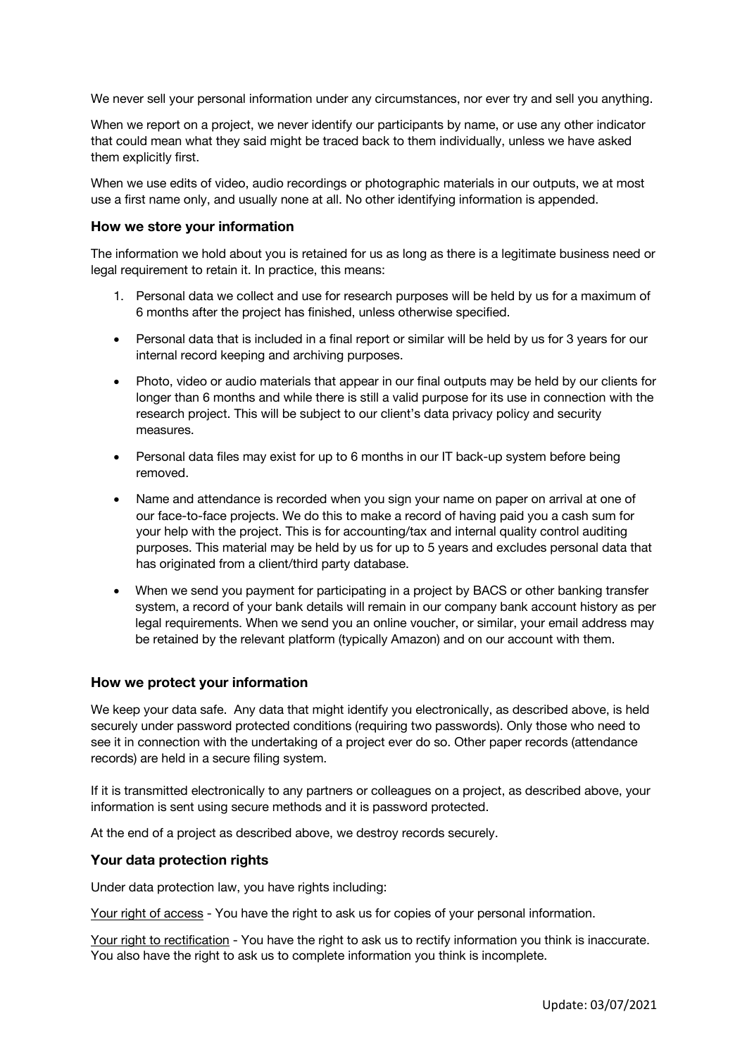We never sell your personal information under any circumstances, nor ever try and sell you anything.

When we report on a project, we never identify our participants by name, or use any other indicator that could mean what they said might be traced back to them individually, unless we have asked them explicitly first.

When we use edits of video, audio recordings or photographic materials in our outputs, we at most use a first name only, and usually none at all. No other identifying information is appended.

### How we store your information

The information we hold about you is retained for us as long as there is a legitimate business need or legal requirement to retain it. In practice, this means:

1. Personal data we collect and use for research purposes will be held by us for a maximum of 6 months after the project has finished, unless otherwise specified.

- Personal data that is included in a final report or similar will be held by us for 3 years for our internal record keeping and archiving purposes.
- Photo, video or audio materials that appear in our final outputs may be held by our clients for longer than 6 months and while there is still a valid purpose for its use in connection with the research project. This will be subject to our client's data privacy policy and security measures.
- Personal data files may exist for up to 6 months in our IT back-up system before being removed.
- Name and attendance is recorded when you sign your name on paper on arrival at one of our face-to-face projects. We do this to make a record of having paid you a cash sum for your help with the project. This is for accounting/tax and internal quality control auditing purposes. This material may be held by us for up to 5 years and excludes personal data that has originated from a client/third party database.
- When we send you payment for participating in a project by BACS or other banking transfer system, a record of your bank details will remain in our company bank account history as per legal requirements. When we send you an online voucher, or similar, your email address may be retained by the relevant platform (typically Amazon) and on our account with them.

### How we protect your information

We keep your data safe. Any data that might identify you electronically, as described above, is held securely under password protected conditions (requiring two passwords). Only those who need to see it in connection with the undertaking of a project ever do so. Other paper records (attendance records) are held in a secure filing system.

If it is transmitted electronically to any partners or colleagues on a project, as described above, your information is sent using secure methods and it is password protected.

At the end of a project as described above, we destroy records securely.

### Your data protection rights

Under data protection law, you have rights including:

Your right of access - You have the right to ask us for copies of your personal information.

Your right to rectification - You have the right to ask us to rectify information you think is inaccurate. You also have the right to ask us to complete information you think is incomplete.

Update: 03/07/2021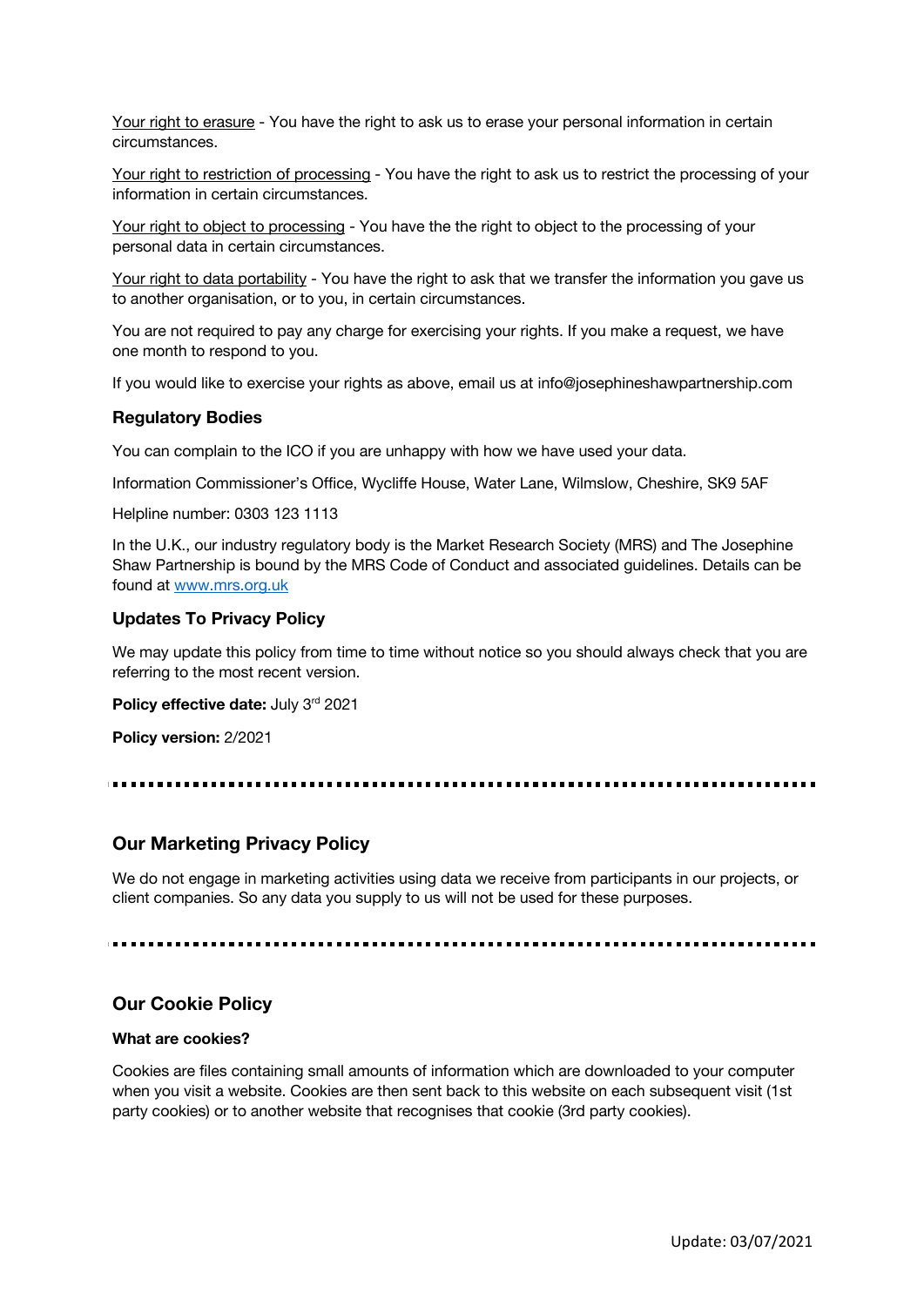Your right to erasure - You have the right to ask us to erase your personal information in certain circumstances.

Your right to restriction of processing - You have the right to ask us to restrict the processing of your information in certain circumstances.

Your right to object to processing - You have the the right to object to the processing of your personal data in certain circumstances.

Your right to data portability - You have the right to ask that we transfer the information you gave us to another organisation, or to you, in certain circumstances.

You are not required to pay any charge for exercising your rights. If you make a request, we have one month to respond to you.

If you would like to exercise your rights as above, email us at info@josephineshawpartnership.com

### Regulatory Bodies

You can complain to the ICO if you are unhappy with how we have used your data.

Information Commissioner's Office, Wycliffe House, Water Lane, Wilmslow, Cheshire, SK9 5AF

Helpline number: 0303 123 1113

In the U.K., our industry regulatory body is the Market Research Society (MRS) and The Josephine Shaw Partnership is bound by the MRS Code of Conduct and associated guidelines. Details can be found at [www.mrs.org.uk](http://www.mrs.org.uk)

### Updates To Privacy Policy

We may update this policy from time to time without notice so you should always check that you are referring to the most recent version.

**Policy effective date:** July 3rd 2021

**Policy version:** 2/2021

---

## Our Marketing Privacy Policy

We do not engage in marketing activities using data we receive from participants in our projects, or client companies. So any data you supply to us will not be used for these purposes.

---

## Our Cookie Policy

#### What are cookies?

Cookies are files containing small amounts of information which are downloaded to your computer when you visit a website. Cookies are then sent back to this website on each subsequent visit (1st party cookies) or to another website that recognises that cookie (3rd party cookies).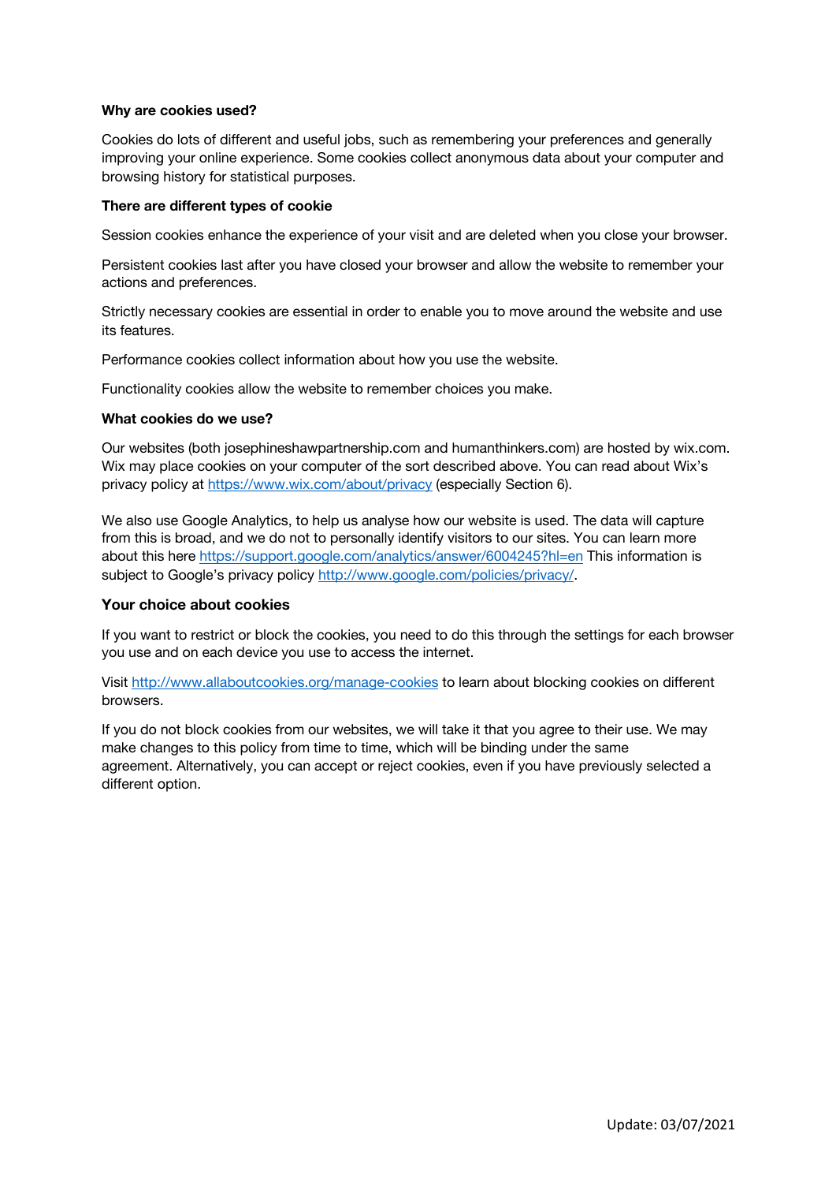**Why are cookies used?**

Cookies do lots of different and useful jobs, such as remembering your preferences and generally improving your online experience. Some cookies collect anonymous data about your computer and browsing history for statistical purposes.

**There are different types of cookie**

Session cookies enhance the experience of your visit and are deleted when you close your browser.

Persistent cookies last after you have closed your browser and allow the website to remember your actions and preferences.

Strictly necessary cookies are essential in order to enable you to move around the website and use its features.

Performance cookies collect information about how you use the website.

Functionality cookies allow the website to remember choices you make.

**What cookies do we use?**

Our websites (both josephineshawpartnership.com and humanthinkers.com) are hosted by wix.com. Wix may place cookies on your computer of the sort described above. You can read about Wix's privacy policy at https://www.wix.com/about/privacy (especially Section 6).

We also use Google Analytics, to help us analyse how our website is used. The data will capture from this is broad, and we do not to personally identify visitors to our sites. You can learn more about this here https://support.google.com/analytics/answer/6004245?hl=en This information is subject to Google's privacy policy http://www.google.com/policies/privacy/.

**Your choice about cookies**

If you want to restrict or block the cookies, you need to do this through the settings for each browser you use and on each device you use to access the internet.

Visit http://www.allaboutcookies.org/manage-cookies to learn about blocking cookies on different browsers.

If you do not block cookies from our websites, we will take it that you agree to their use. We may make changes to this policy from time to time, which will be binding under the same agreement. Alternatively, you can accept or reject cookies, even if you have previously selected a different option.

Update: 03/07/2021